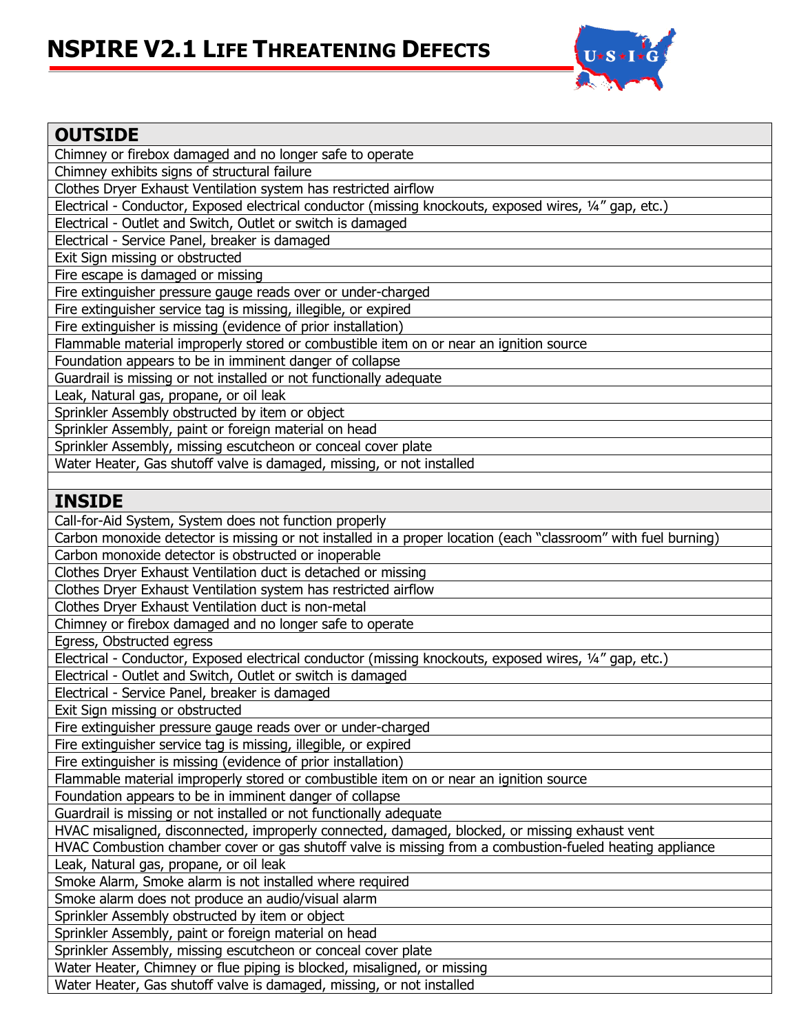# NSPIRE V2.1 LIFE THREATENING DEFECTS

| OUTSIDE |
|---|
| Chimney or firebox damaged and no longer safe to operate |
| Chimney exhibits signs of structural failure |
| Clothes Dryer Exhaust Ventilation system has restricted airflow |
| Electrical - Conductor, Exposed electrical conductor (missing knockouts, exposed wires, ¼" gap, etc.) |
| Electrical - Outlet and Switch, Outlet or switch is damaged |
| Electrical - Service Panel, breaker is damaged |
| Exit Sign missing or obstructed |
| Fire escape is damaged or missing |
| Fire extinguisher pressure gauge reads over or under-charged |
| Fire extinguisher service tag is missing, illegible, or expired |
| Fire extinguisher is missing (evidence of prior installation) |
| Flammable material improperly stored or combustible item on or near an ignition source |
| Foundation appears to be in imminent danger of collapse |
| Guardrail is missing or not installed or not functionally adequate |
| Leak, Natural gas, propane, or oil leak |
| Sprinkler Assembly obstructed by item or object |
| Sprinkler Assembly, paint or foreign material on head |
| Sprinkler Assembly, missing escutcheon or conceal cover plate |
| Water Heater, Gas shutoff valve is damaged, missing, or not installed |

| INSIDE |
|---|
| Call-for-Aid System, System does not function properly |
| Carbon monoxide detector is missing or not installed in a proper location (each "classroom" with fuel burning) |
| Carbon monoxide detector is obstructed or inoperable |
| Clothes Dryer Exhaust Ventilation duct is detached or missing |
| Clothes Dryer Exhaust Ventilation system has restricted airflow |
| Clothes Dryer Exhaust Ventilation duct is non-metal |
| Chimney or firebox damaged and no longer safe to operate |
| Egress, Obstructed egress |
| Electrical - Conductor, Exposed electrical conductor (missing knockouts, exposed wires, ¼" gap, etc.) |
| Electrical - Outlet and Switch, Outlet or switch is damaged |
| Electrical - Service Panel, breaker is damaged |
| Exit Sign missing or obstructed |
| Fire extinguisher pressure gauge reads over or under-charged |
| Fire extinguisher service tag is missing, illegible, or expired |
| Fire extinguisher is missing (evidence of prior installation) |
| Flammable material improperly stored or combustible item on or near an ignition source |
| Foundation appears to be in imminent danger of collapse |
| Guardrail is missing or not installed or not functionally adequate |
| HVAC misaligned, disconnected, improperly connected, damaged, blocked, or missing exhaust vent |
| HVAC Combustion chamber cover or gas shutoff valve is missing from a combustion-fueled heating appliance |
| Leak, Natural gas, propane, or oil leak |
| Smoke Alarm, Smoke alarm is not installed where required |
| Smoke alarm does not produce an audio/visual alarm |
| Sprinkler Assembly obstructed by item or object |
| Sprinkler Assembly, paint or foreign material on head |
| Sprinkler Assembly, missing escutcheon or conceal cover plate |
| Water Heater, Chimney or flue piping is blocked, misaligned, or missing |
| Water Heater, Gas shutoff valve is damaged, missing, or not installed |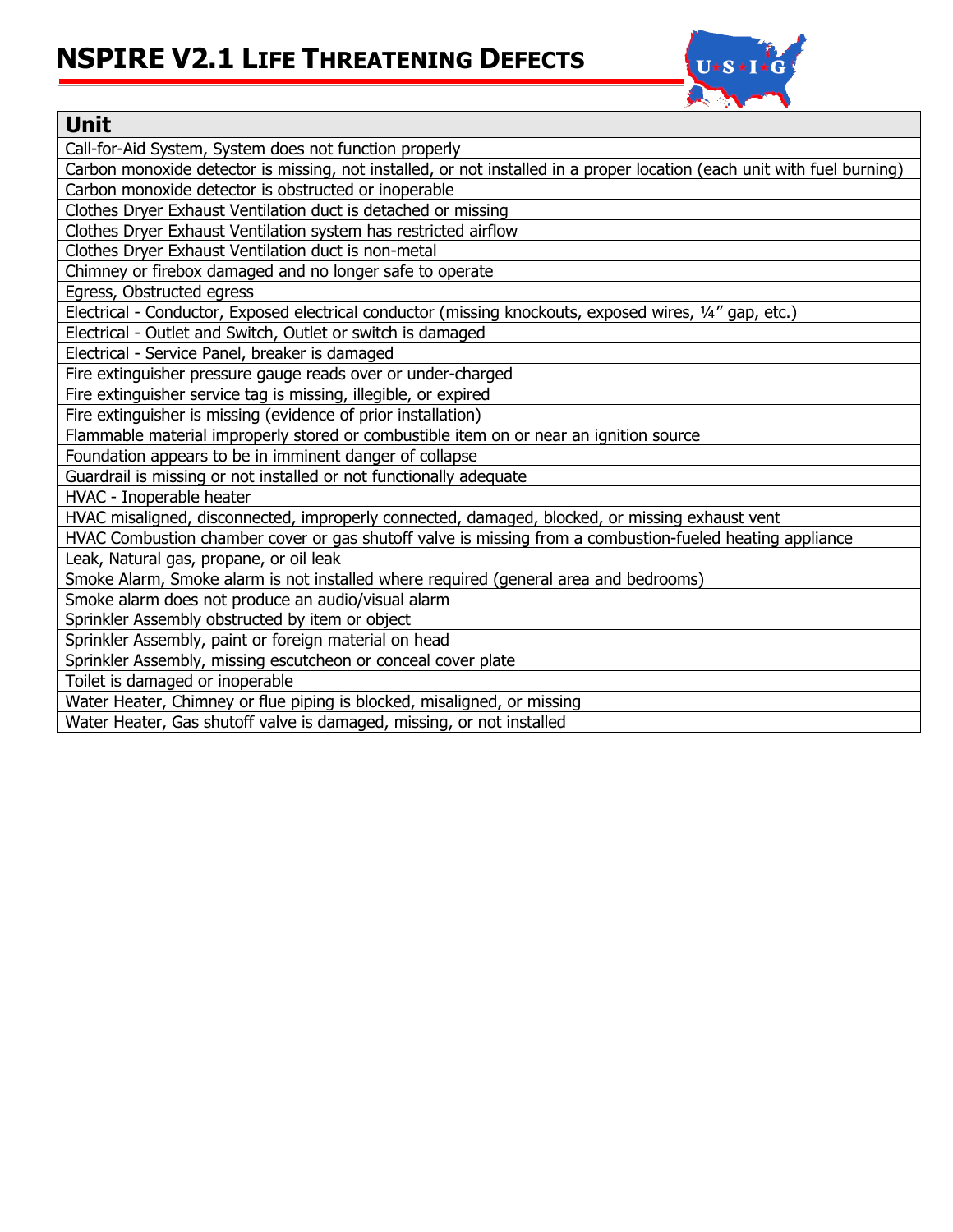# NSPIRE V2.1 Life Threatening Defects

| Unit |
| --- |
| Call-for-Aid System, System does not function properly |
| Carbon monoxide detector is missing, not installed, or not installed in a proper location (each unit with fuel burning) |
| Carbon monoxide detector is obstructed or inoperable |
| Clothes Dryer Exhaust Ventilation duct is detached or missing |
| Clothes Dryer Exhaust Ventilation system has restricted airflow |
| Clothes Dryer Exhaust Ventilation duct is non-metal |
| Chimney or firebox damaged and no longer safe to operate |
| Egress, Obstructed egress |
| Electrical - Conductor, Exposed electrical conductor (missing knockouts, exposed wires, ¼" gap, etc.) |
| Electrical - Outlet and Switch, Outlet or switch is damaged |
| Electrical - Service Panel, breaker is damaged |
| Fire extinguisher pressure gauge reads over or under-charged |
| Fire extinguisher service tag is missing, illegible, or expired |
| Fire extinguisher is missing (evidence of prior installation) |
| Flammable material improperly stored or combustible item on or near an ignition source |
| Foundation appears to be in imminent danger of collapse |
| Guardrail is missing or not installed or not functionally adequate |
| HVAC - Inoperable heater |
| HVAC misaligned, disconnected, improperly connected, damaged, blocked, or missing exhaust vent |
| HVAC Combustion chamber cover or gas shutoff valve is missing from a combustion-fueled heating appliance |
| Leak, Natural gas, propane, or oil leak |
| Smoke Alarm, Smoke alarm is not installed where required (general area and bedrooms) |
| Smoke alarm does not produce an audio/visual alarm |
| Sprinkler Assembly obstructed by item or object |
| Sprinkler Assembly, paint or foreign material on head |
| Sprinkler Assembly, missing escutcheon or conceal cover plate |
| Toilet is damaged or inoperable |
| Water Heater, Chimney or flue piping is blocked, misaligned, or missing |
| Water Heater, Gas shutoff valve is damaged, missing, or not installed |